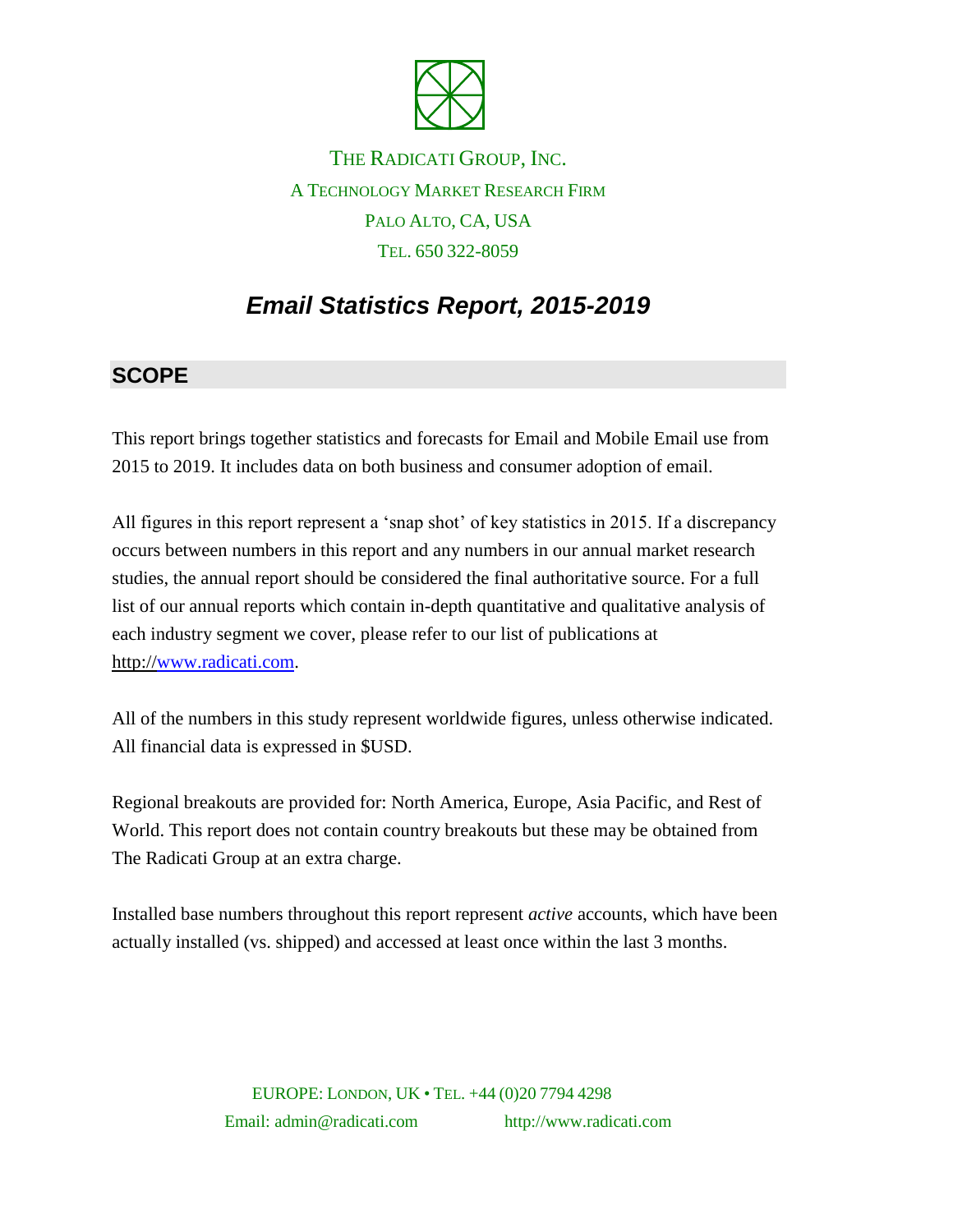THE RADICATI GROUP, INC.

A TECHNOLOGY MARKET RESEARCH FIRM

PALO ALTO, CA, USA

TEL. 650 322-8059

# *Email Statistics Report, 2015-2019*

## SCOPE

This report brings together statistics and forecasts for Email and Mobile Email use from 2015 to 2019. It includes data on both business and consumer adoption of email.

All figures in this report represent a 'snap shot' of key statistics in 2015. If a discrepancy occurs between numbers in this report and any numbers in our annual market research studies, the annual report should be considered the final authoritative source. For a full list of our annual reports which contain in-depth quantitative and qualitative analysis of each industry segment we cover, please refer to our list of publications at http://www.radicati.com.

All of the numbers in this study represent worldwide figures, unless otherwise indicated. All financial data is expressed in $USD.

Regional breakouts are provided for: North America, Europe, Asia Pacific, and Rest of World. This report does not contain country breakouts but these may be obtained from The Radicati Group at an extra charge.

Installed base numbers throughout this report represent *active* accounts, which have been actually installed (vs. shipped) and accessed at least once within the last 3 months.

EUROPE: LONDON, UK • TEL. +44 (0)20 7794 4298

Email: admin@radicati.com http://www.radicati.com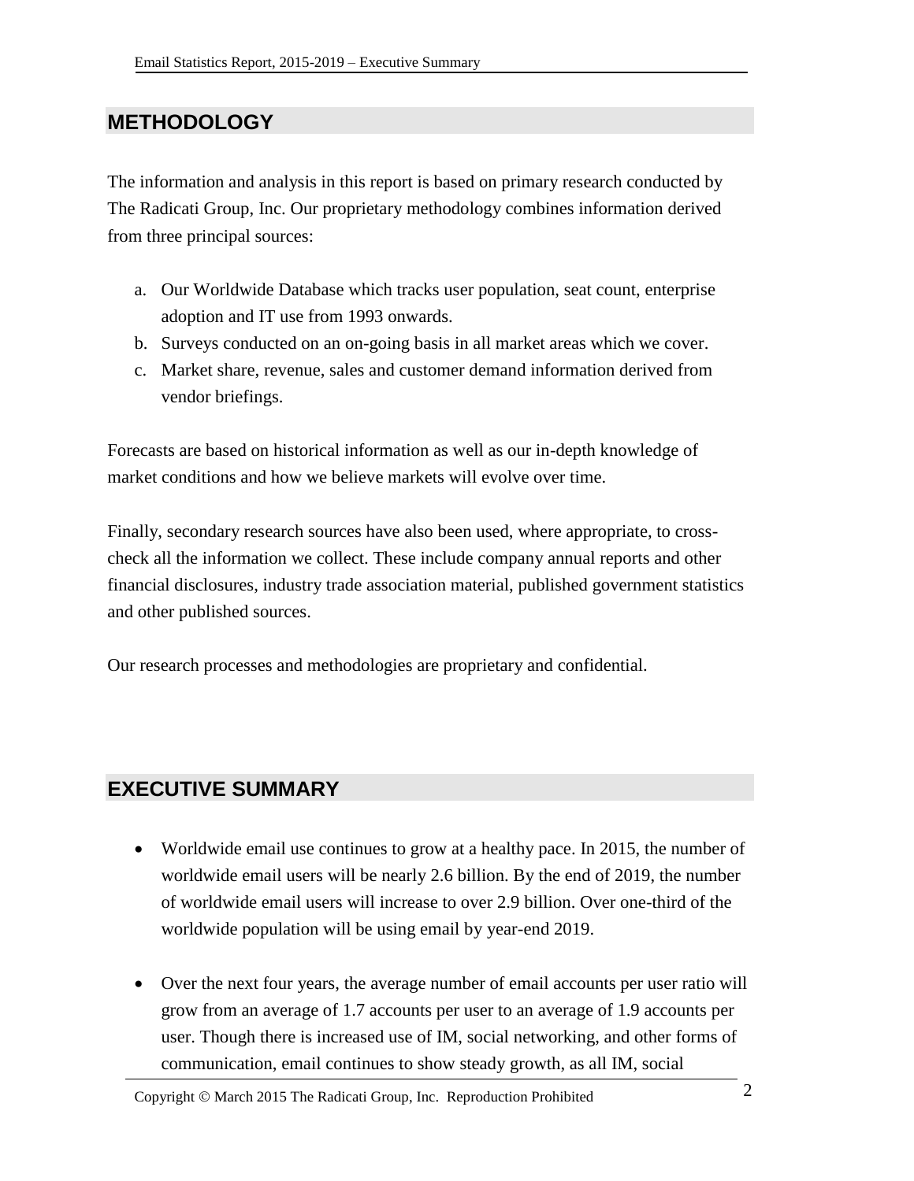## METHODOLOGY

The information and analysis in this report is based on primary research conducted by The Radicati Group, Inc. Our proprietary methodology combines information derived from three principal sources:

a. Our Worldwide Database which tracks user population, seat count, enterprise adoption and IT use from 1993 onwards.
b. Surveys conducted on an on-going basis in all market areas which we cover.
c. Market share, revenue, sales and customer demand information derived from vendor briefings.

Forecasts are based on historical information as well as our in-depth knowledge of market conditions and how we believe markets will evolve over time.

Finally, secondary research sources have also been used, where appropriate, to cross-check all the information we collect. These include company annual reports and other financial disclosures, industry trade association material, published government statistics and other published sources.

Our research processes and methodologies are proprietary and confidential.

## EXECUTIVE SUMMARY

- Worldwide email use continues to grow at a healthy pace. In 2015, the number of worldwide email users will be nearly 2.6 billion. By the end of 2019, the number of worldwide email users will increase to over 2.9 billion. Over one-third of the worldwide population will be using email by year-end 2019.

- Over the next four years, the average number of email accounts per user ratio will grow from an average of 1.7 accounts per user to an average of 1.9 accounts per user. Though there is increased use of IM, social networking, and other forms of communication, email continues to show steady growth, as all IM, social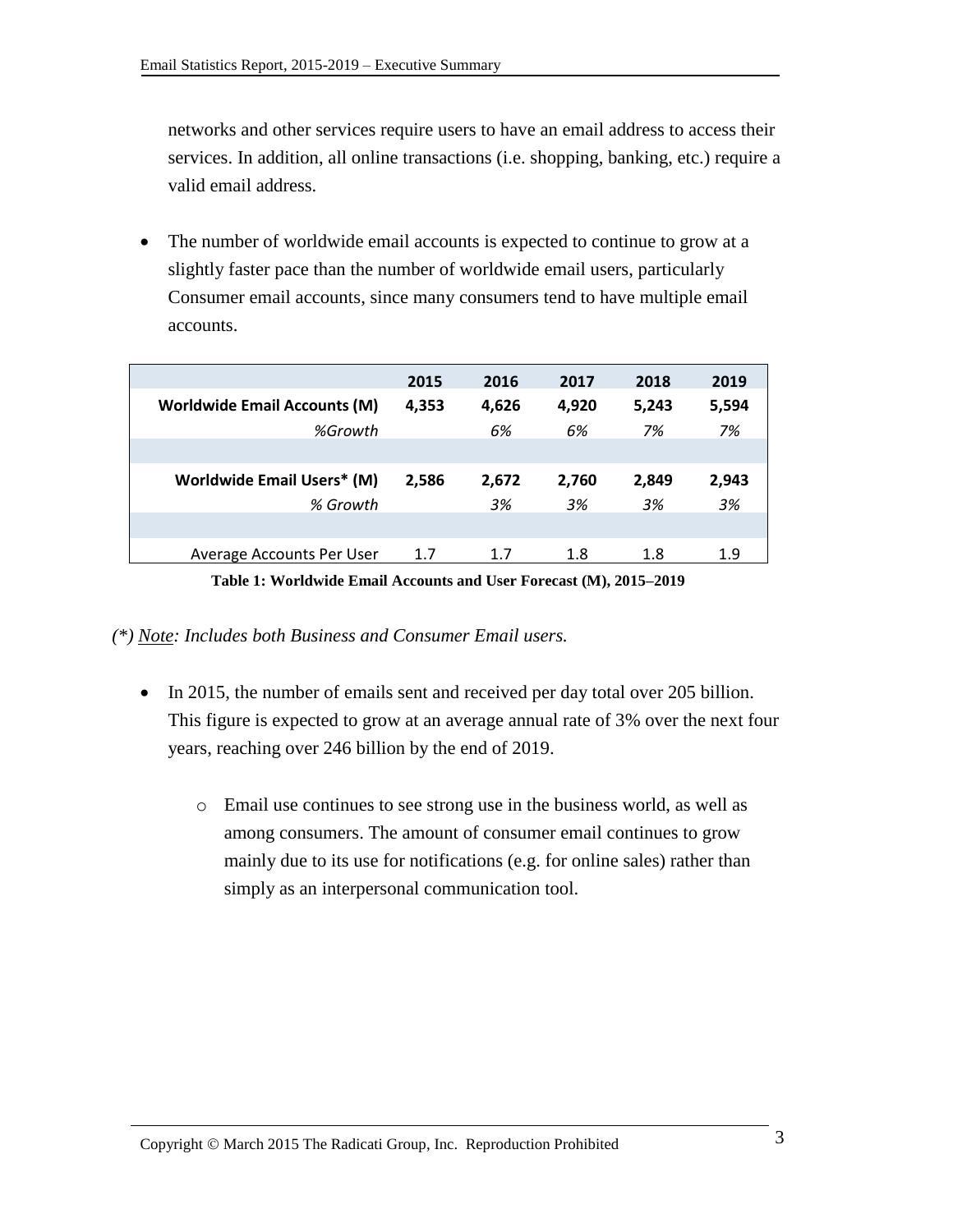networks and other services require users to have an email address to access their services. In addition, all online transactions (i.e. shopping, banking, etc.) require a valid email address.

- The number of worldwide email accounts is expected to continue to grow at a slightly faster pace than the number of worldwide email users, particularly Consumer email accounts, since many consumers tend to have multiple email accounts.

| | 2015 | 2016 | 2017 | 2018 | 2019 |
|---|---|---|---|---|---|
| **Worldwide Email Accounts (M)** | **4,353** | **4,626** | **4,920** | **5,243** | **5,594** |
| *%Growth* | | *6%* | *6%* | *7%* | *7%* |
| | | | | | |
| **Worldwide Email Users* (M)** | **2,586** | **2,672** | **2,760** | **2,849** | **2,943** |
| *% Growth* | | *3%* | *3%* | *3%* | *3%* |
| | | | | | |
| Average Accounts Per User | 1.7 | 1.7 | 1.8 | 1.8 | 1.9 |

**Table 1: Worldwide Email Accounts and User Forecast (M), 2015–2019**

*(\*) Note: Includes both Business and Consumer Email users.*

- In 2015, the number of emails sent and received per day total over 205 billion. This figure is expected to grow at an average annual rate of 3% over the next four years, reaching over 246 billion by the end of 2019.
  - Email use continues to see strong use in the business world, as well as among consumers. The amount of consumer email continues to grow mainly due to its use for notifications (e.g. for online sales) rather than simply as an interpersonal communication tool.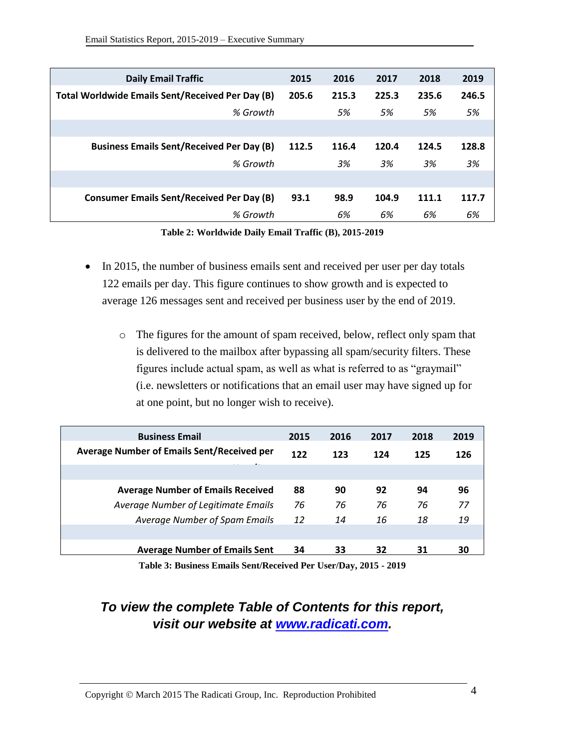| Daily Email Traffic | 2015 | 2016 | 2017 | 2018 | 2019 |
|---|---|---|---|---|---|
| **Total Worldwide Emails Sent/Received Per Day (B)** | **205.6** | **215.3** | **225.3** | **235.6** | **246.5** |
| *% Growth* | | *5%* | *5%* | *5%* | *5%* |
| | | | | | |
| **Business Emails Sent/Received Per Day (B)** | **112.5** | **116.4** | **120.4** | **124.5** | **128.8** |
| *% Growth* | | *3%* | *3%* | *3%* | *3%* |
| | | | | | |
| **Consumer Emails Sent/Received Per Day (B)** | **93.1** | **98.9** | **104.9** | **111.1** | **117.7** |
| *% Growth* | | *6%* | *6%* | *6%* | *6%* |

**Table 2: Worldwide Daily Email Traffic (B), 2015-2019**

- In 2015, the number of business emails sent and received per user per day totals 122 emails per day. This figure continues to show growth and is expected to average 126 messages sent and received per business user by the end of 2019.
    - The figures for the amount of spam received, below, reflect only spam that is delivered to the mailbox after bypassing all spam/security filters. These figures include actual spam, as well as what is referred to as "graymail" (i.e. newsletters or notifications that an email user may have signed up for at one point, but no longer wish to receive).

| Business Email | 2015 | 2016 | 2017 | 2018 | 2019 |
|---|---|---|---|---|---|
| **Average Number of Emails Sent/Received per** | **122** | **123** | **124** | **125** | **126** |
| | | | | | |
| **Average Number of Emails Received** | **88** | **90** | **92** | **94** | **96** |
| *Average Number of Legitimate Emails* | *76* | *76* | *76* | *76* | *77* |
| *Average Number of Spam Emails* | *12* | *14* | *16* | *18* | *19* |
| | | | | | |
| **Average Number of Emails Sent** | **34** | **33** | **32** | **31** | **30** |

**Table 3: Business Emails Sent/Received Per User/Day, 2015 - 2019**

***To view the complete Table of Contents for this report, visit our website at [www.radicati.com](http://www.radicati.com).***